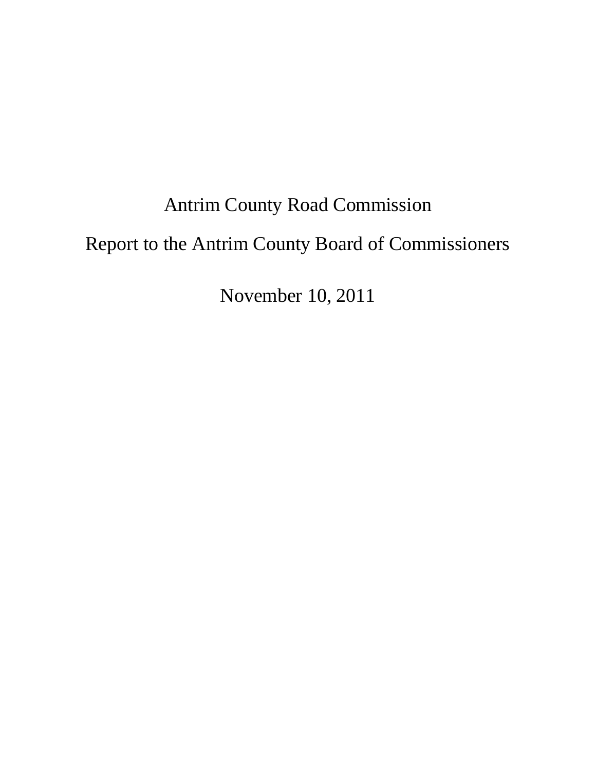# Antrim County Road Commission

## Report to the Antrim County Board of Commissioners

November 10, 2011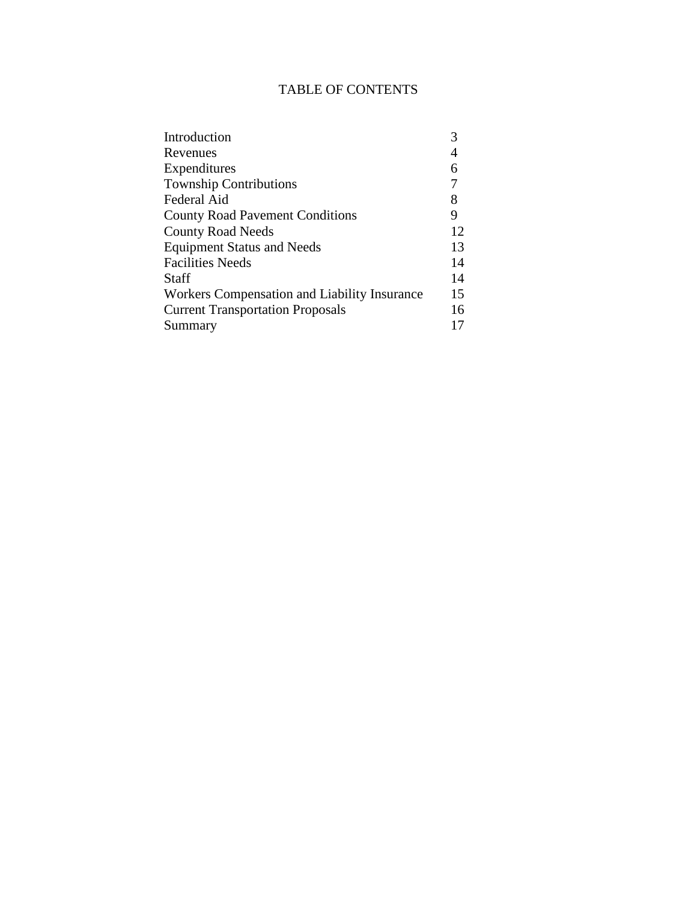# TABLE OF CONTENTS

| | |
|---|---|
| Introduction | 3 |
| Revenues | 4 |
| Expenditures | 6 |
| Township Contributions | 7 |
| Federal Aid | 8 |
| County Road Pavement Conditions | 9 |
| County Road Needs | 12 |
| Equipment Status and Needs | 13 |
| Facilities Needs | 14 |
| Staff | 14 |
| Workers Compensation and Liability Insurance | 15 |
| Current Transportation Proposals | 16 |
| Summary | 17 |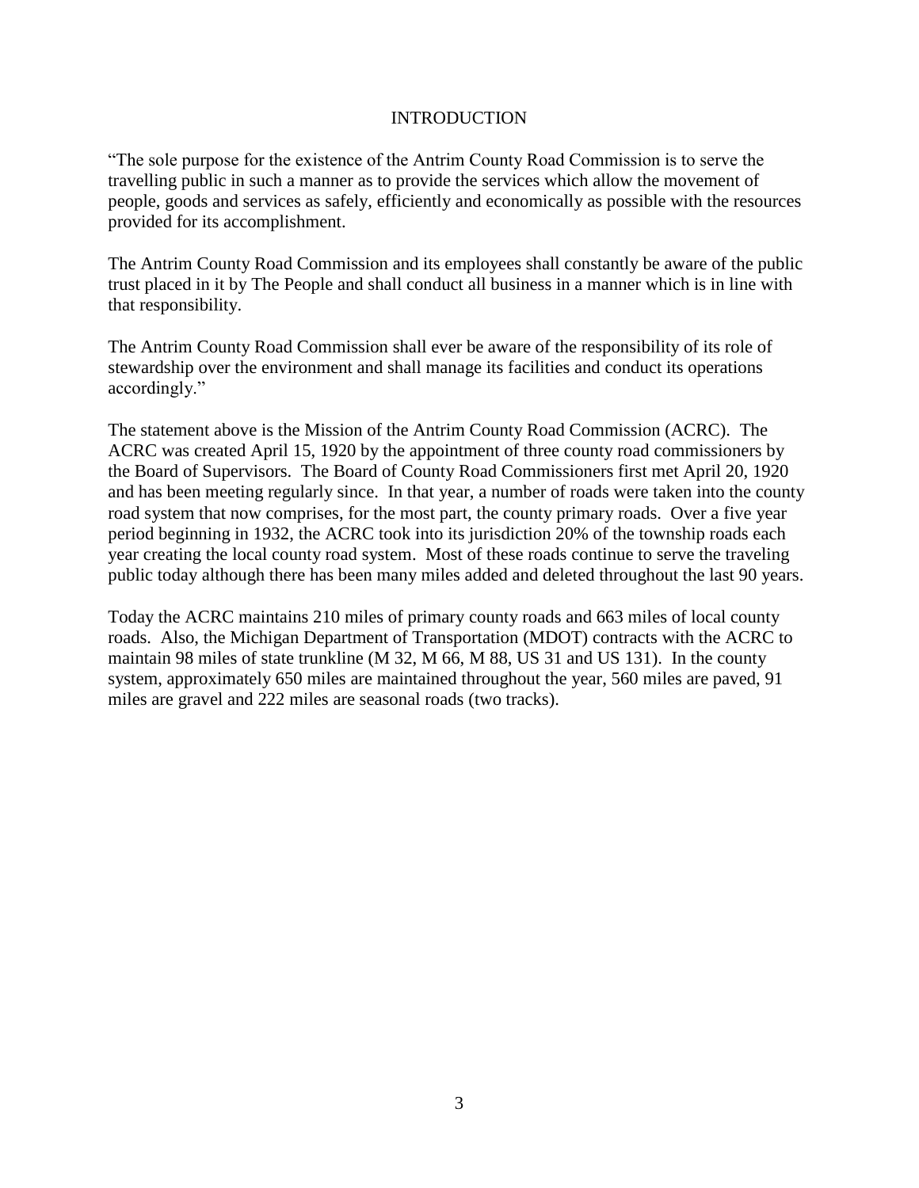# INTRODUCTION

"The sole purpose for the existence of the Antrim County Road Commission is to serve the travelling public in such a manner as to provide the services which allow the movement of people, goods and services as safely, efficiently and economically as possible with the resources provided for its accomplishment.

The Antrim County Road Commission and its employees shall constantly be aware of the public trust placed in it by The People and shall conduct all business in a manner which is in line with that responsibility.

The Antrim County Road Commission shall ever be aware of the responsibility of its role of stewardship over the environment and shall manage its facilities and conduct its operations accordingly."

The statement above is the Mission of the Antrim County Road Commission (ACRC). The ACRC was created April 15, 1920 by the appointment of three county road commissioners by the Board of Supervisors. The Board of County Road Commissioners first met April 20, 1920 and has been meeting regularly since. In that year, a number of roads were taken into the county road system that now comprises, for the most part, the county primary roads. Over a five year period beginning in 1932, the ACRC took into its jurisdiction 20% of the township roads each year creating the local county road system. Most of these roads continue to serve the traveling public today although there has been many miles added and deleted throughout the last 90 years.

Today the ACRC maintains 210 miles of primary county roads and 663 miles of local county roads. Also, the Michigan Department of Transportation (MDOT) contracts with the ACRC to maintain 98 miles of state trunkline (M 32, M 66, M 88, US 31 and US 131). In the county system, approximately 650 miles are maintained throughout the year, 560 miles are paved, 91 miles are gravel and 222 miles are seasonal roads (two tracks).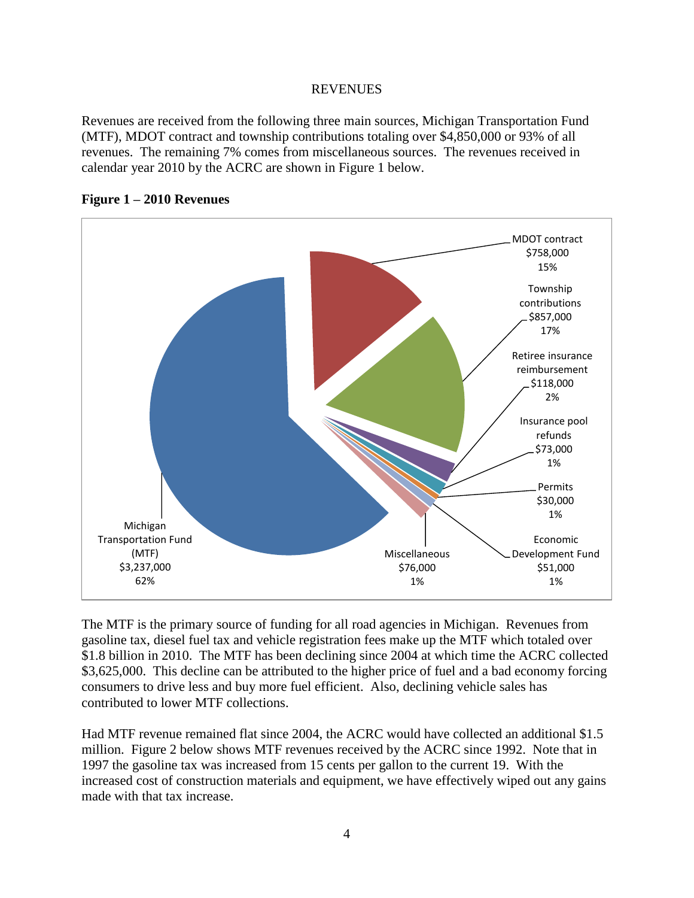# REVENUES

Revenues are received from the following three main sources, Michigan Transportation Fund (MTF), MDOT contract and township contributions totaling over $4,850,000 or 93% of all revenues. The remaining 7% comes from miscellaneous sources. The revenues received in calendar year 2010 by the ACRC are shown in Figure 1 below.

**Figure 1 – 2010 Revenues**

| Source | Amount | Percent |
|---|---|---|
| Michigan Transportation Fund (MTF) | $3,237,000 | 62% |
| MDOT contract | $758,000 | 15% |
| Township contributions | $857,000 | 17% |
| Retiree insurance reimbursement | $118,000 | 2% |
| Insurance pool refunds | $73,000 | 1% |
| Permits | $30,000 | 1% |
| Economic Development Fund | $51,000 | 1% |
| Miscellaneous | $76,000 | 1% |

The MTF is the primary source of funding for all road agencies in Michigan. Revenues from gasoline tax, diesel fuel tax and vehicle registration fees make up the MTF which totaled over $1.8 billion in 2010. The MTF has been declining since 2004 at which time the ACRC collected $3,625,000. This decline can be attributed to the higher price of fuel and a bad economy forcing consumers to drive less and buy more fuel efficient. Also, declining vehicle sales has contributed to lower MTF collections.

Had MTF revenue remained flat since 2004, the ACRC would have collected an additional $1.5 million. Figure 2 below shows MTF revenues received by the ACRC since 1992. Note that in 1997 the gasoline tax was increased from 15 cents per gallon to the current 19. With the increased cost of construction materials and equipment, we have effectively wiped out any gains made with that tax increase.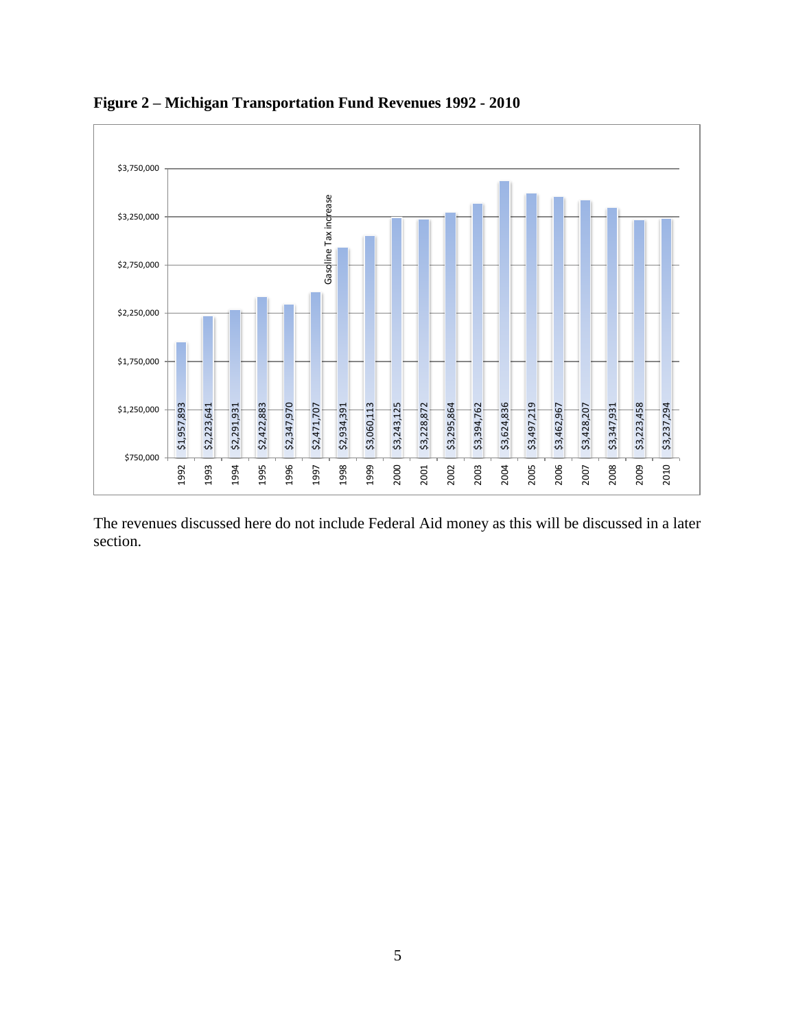**Figure 2 – Michigan Transportation Fund Revenues 1992 - 2010**

| Year | Revenue |
|---|---|
| 1992 | $1,957,893 |
| 1993 | $2,223,641 |
| 1994 | $2,291,931 |
| 1995 | $2,422,883 |
| 1996 | $2,347,970 |
| 1997 | $2,471,707 |
| 1998 | $2,934,391 |
| 1999 | $3,060,113 |
| 2000 | $3,243,125 |
| 2001 | $3,228,872 |
| 2002 | $3,295,864 |
| 2003 | $3,394,762 |
| 2004 | $3,624,836 |
| 2005 | $3,497,219 |
| 2006 | $3,462,967 |
| 2007 | $3,428,207 |
| 2008 | $3,347,931 |
| 2009 | $3,223,458 |
| 2010 | $3,237,294 |

Gasoline Tax increase (between 1997 and 1998)

The revenues discussed here do not include Federal Aid money as this will be discussed in a later section.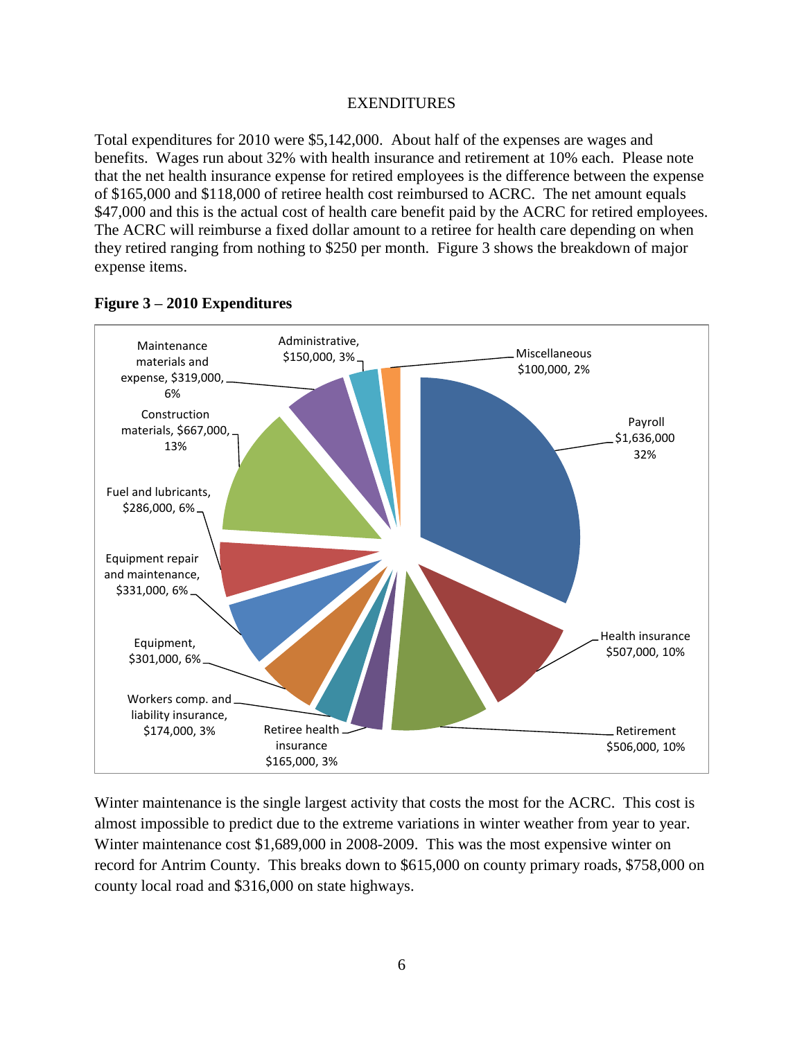EXPENDITURES

Total expenditures for 2010 were $5,142,000. About half of the expenses are wages and benefits. Wages run about 32% with health insurance and retirement at 10% each. Please note that the net health insurance expense for retired employees is the difference between the expense of $165,000 and $118,000 of retiree health cost reimbursed to ACRC. The net amount equals $47,000 and this is the actual cost of health care benefit paid by the ACRC for retired employees. The ACRC will reimburse a fixed dollar amount to a retiree for health care depending on when they retired ranging from nothing to $250 per month. Figure 3 shows the breakdown of major expense items.

**Figure 3 – 2010 Expenditures**

| Item | Amount | Percent |
|---|---|---|
| Payroll | $1,636,000 | 32% |
| Health insurance | $507,000 | 10% |
| Retirement | $506,000 | 10% |
| Retiree health insurance | $165,000 | 3% |
| Workers comp. and liability insurance | $174,000 | 3% |
| Equipment | $301,000 | 6% |
| Equipment repair and maintenance | $331,000 | 6% |
| Fuel and lubricants | $286,000 | 6% |
| Construction materials | $667,000 | 13% |
| Maintenance materials and expense | $319,000 | 6% |
| Administrative | $150,000 | 3% |
| Miscellaneous | $100,000 | 2% |

Winter maintenance is the single largest activity that costs the most for the ACRC. This cost is almost impossible to predict due to the extreme variations in winter weather from year to year. Winter maintenance cost $1,689,000 in 2008-2009. This was the most expensive winter on record for Antrim County. This breaks down to $615,000 on county primary roads, $758,000 on county local road and $316,000 on state highways.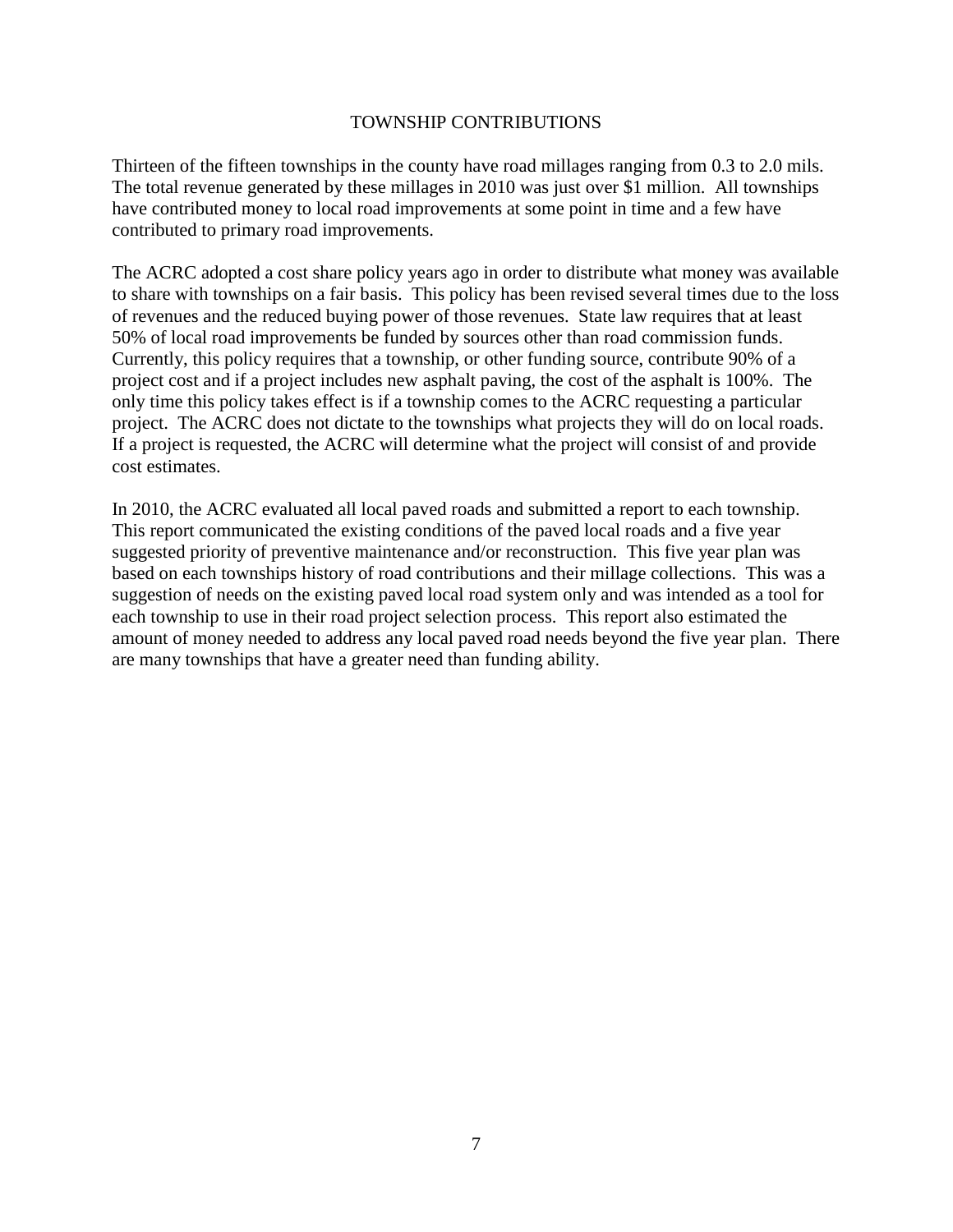## TOWNSHIP CONTRIBUTIONS

Thirteen of the fifteen townships in the county have road millages ranging from 0.3 to 2.0 mils. The total revenue generated by these millages in 2010 was just over $1 million. All townships have contributed money to local road improvements at some point in time and a few have contributed to primary road improvements.

The ACRC adopted a cost share policy years ago in order to distribute what money was available to share with townships on a fair basis. This policy has been revised several times due to the loss of revenues and the reduced buying power of those revenues. State law requires that at least 50% of local road improvements be funded by sources other than road commission funds. Currently, this policy requires that a township, or other funding source, contribute 90% of a project cost and if a project includes new asphalt paving, the cost of the asphalt is 100%. The only time this policy takes effect is if a township comes to the ACRC requesting a particular project. The ACRC does not dictate to the townships what projects they will do on local roads. If a project is requested, the ACRC will determine what the project will consist of and provide cost estimates.

In 2010, the ACRC evaluated all local paved roads and submitted a report to each township. This report communicated the existing conditions of the paved local roads and a five year suggested priority of preventive maintenance and/or reconstruction. This five year plan was based on each townships history of road contributions and their millage collections. This was a suggestion of needs on the existing paved local road system only and was intended as a tool for each township to use in their road project selection process. This report also estimated the amount of money needed to address any local paved road needs beyond the five year plan. There are many townships that have a greater need than funding ability.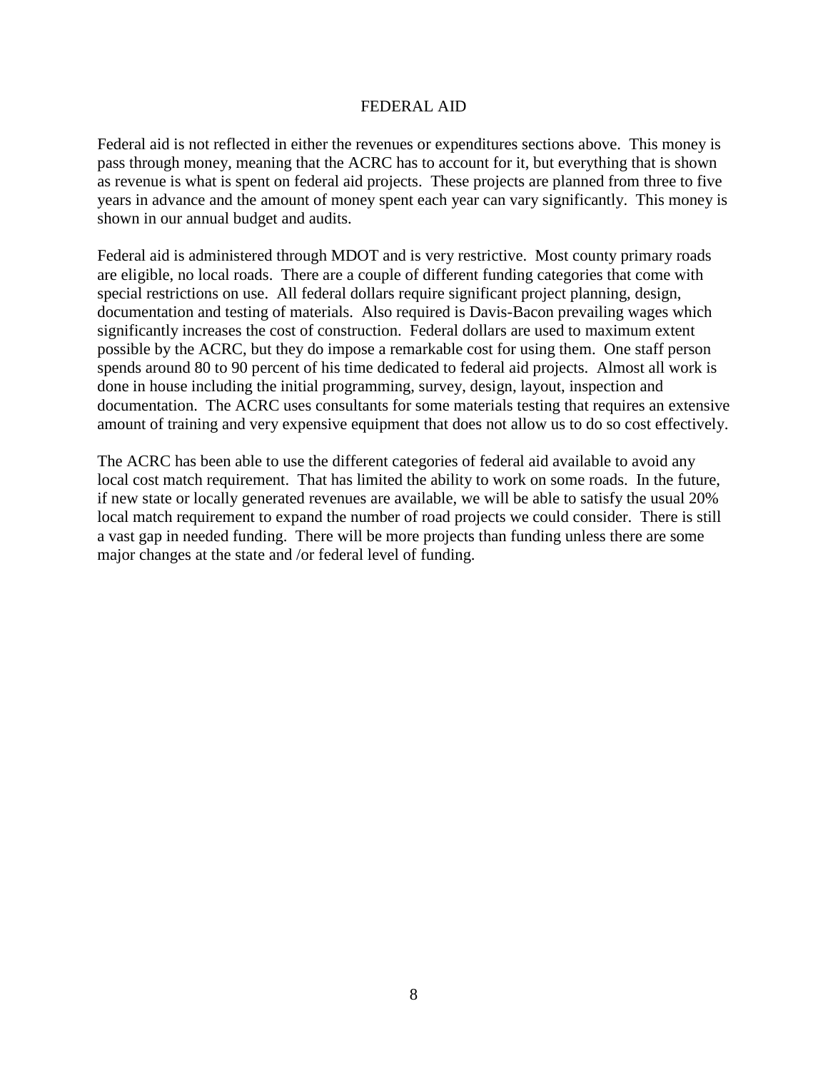# FEDERAL AID

Federal aid is not reflected in either the revenues or expenditures sections above. This money is pass through money, meaning that the ACRC has to account for it, but everything that is shown as revenue is what is spent on federal aid projects. These projects are planned from three to five years in advance and the amount of money spent each year can vary significantly. This money is shown in our annual budget and audits.

Federal aid is administered through MDOT and is very restrictive. Most county primary roads are eligible, no local roads. There are a couple of different funding categories that come with special restrictions on use. All federal dollars require significant project planning, design, documentation and testing of materials. Also required is Davis-Bacon prevailing wages which significantly increases the cost of construction. Federal dollars are used to maximum extent possible by the ACRC, but they do impose a remarkable cost for using them. One staff person spends around 80 to 90 percent of his time dedicated to federal aid projects. Almost all work is done in house including the initial programming, survey, design, layout, inspection and documentation. The ACRC uses consultants for some materials testing that requires an extensive amount of training and very expensive equipment that does not allow us to do so cost effectively.

The ACRC has been able to use the different categories of federal aid available to avoid any local cost match requirement. That has limited the ability to work on some roads. In the future, if new state or locally generated revenues are available, we will be able to satisfy the usual 20% local match requirement to expand the number of road projects we could consider. There is still a vast gap in needed funding. There will be more projects than funding unless there are some major changes at the state and /or federal level of funding.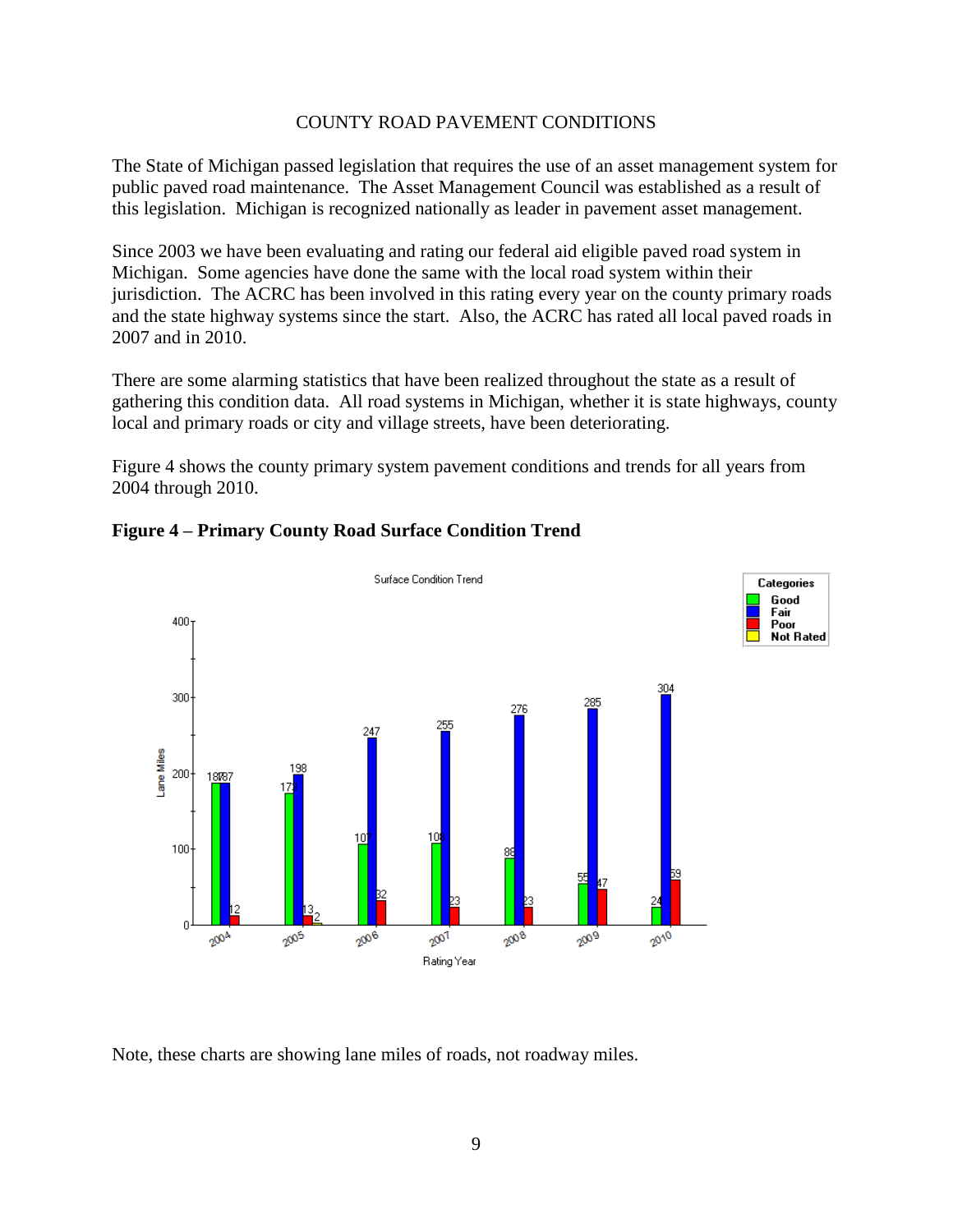COUNTY ROAD PAVEMENT CONDITIONS

The State of Michigan passed legislation that requires the use of an asset management system for public paved road maintenance. The Asset Management Council was established as a result of this legislation. Michigan is recognized nationally as leader in pavement asset management.

Since 2003 we have been evaluating and rating our federal aid eligible paved road system in Michigan. Some agencies have done the same with the local road system within their jurisdiction. The ACRC has been involved in this rating every year on the county primary roads and the state highway systems since the start. Also, the ACRC has rated all local paved roads in 2007 and in 2010.

There are some alarming statistics that have been realized throughout the state as a result of gathering this condition data. All road systems in Michigan, whether it is state highways, county local and primary roads or city and village streets, have been deteriorating.

Figure 4 shows the county primary system pavement conditions and trends for all years from 2004 through 2010.

**Figure 4 – Primary County Road Surface Condition Trend**

Surface Condition Trend

| Rating Year | Good | Fair | Poor | Not Rated |
|---|---|---|---|---|
| 2004 | 187 | 187 | 12 | |
| 2005 | 173 | 198 | 13 | 2 |
| 2006 | 107 | 247 | 32 | |
| 2007 | 108 | 255 | 23 | |
| 2008 | 88 | 276 | 23 | |
| 2009 | 55 | 285 | 47 | |
| 2010 | 24 | 304 | 59 | |

Note, these charts are showing lane miles of roads, not roadway miles.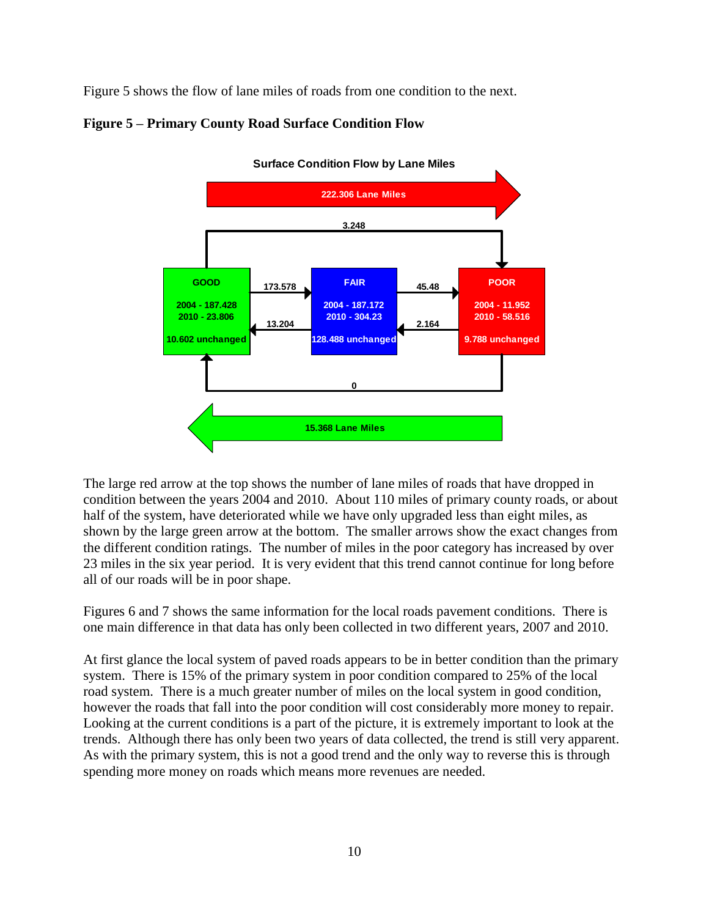Figure 5 shows the flow of lane miles of roads from one condition to the next.

**Figure 5 – Primary County Road Surface Condition Flow**

**Surface Condition Flow by Lane Miles**

222.306 Lane Miles

3.248

GOOD
2004 - 187.428
2010 - 23.806
10.602 unchanged

173.578

13.204

FAIR
2004 - 187.172
2010 - 304.23
128.488 unchanged

45.48

2.164

POOR
2004 - 11.952
2010 - 58.516
9.788 unchanged

0

15.368 Lane Miles

The large red arrow at the top shows the number of lane miles of roads that have dropped in condition between the years 2004 and 2010. About 110 miles of primary county roads, or about half of the system, have deteriorated while we have only upgraded less than eight miles, as shown by the large green arrow at the bottom. The smaller arrows show the exact changes from the different condition ratings. The number of miles in the poor category has increased by over 23 miles in the six year period. It is very evident that this trend cannot continue for long before all of our roads will be in poor shape.

Figures 6 and 7 shows the same information for the local roads pavement conditions. There is one main difference in that data has only been collected in two different years, 2007 and 2010.

At first glance the local system of paved roads appears to be in better condition than the primary system. There is 15% of the primary system in poor condition compared to 25% of the local road system. There is a much greater number of miles on the local system in good condition, however the roads that fall into the poor condition will cost considerably more money to repair. Looking at the current conditions is a part of the picture, it is extremely important to look at the trends. Although there has only been two years of data collected, the trend is still very apparent. As with the primary system, this is not a good trend and the only way to reverse this is through spending more money on roads which means more revenues are needed.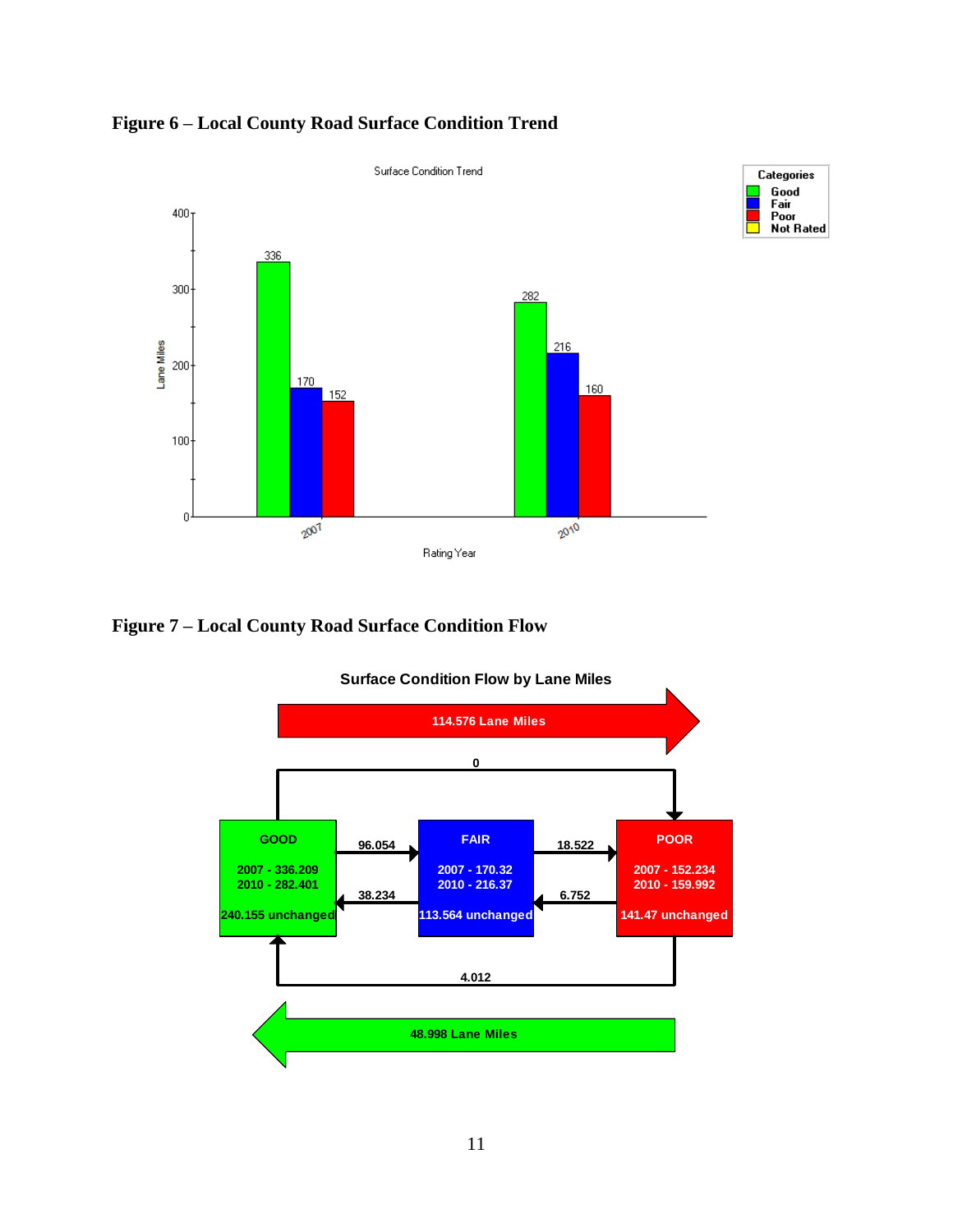**Figure 6 – Local County Road Surface Condition Trend**

Surface Condition Trend

| Rating Year | Good | Fair | Poor |
|---|---|---|---|
| 2007 | 336 | 170 | 152 |
| 2010 | 282 | 216 | 160 |

Categories: Good, Fair, Poor, Not Rated

Lane Miles

Rating Year

**Figure 7 – Local County Road Surface Condition Flow**

**Surface Condition Flow by Lane Miles**

114.576 Lane Miles

0

**GOOD**
2007 - 336.209
2010 - 282.401
240.155 unchanged

96.054

38.234

**FAIR**
2007 - 170.32
2010 - 216.37
113.564 unchanged

18.522

6.752

**POOR**
2007 - 152.234
2010 - 159.992
141.47 unchanged

4.012

48.998 Lane Miles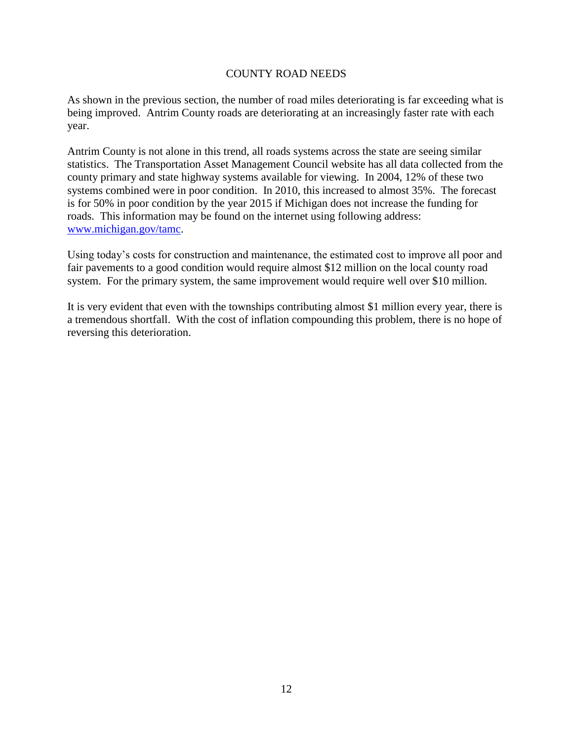# COUNTY ROAD NEEDS

As shown in the previous section, the number of road miles deteriorating is far exceeding what is being improved. Antrim County roads are deteriorating at an increasingly faster rate with each year.

Antrim County is not alone in this trend, all roads systems across the state are seeing similar statistics. The Transportation Asset Management Council website has all data collected from the county primary and state highway systems available for viewing. In 2004, 12% of these two systems combined were in poor condition. In 2010, this increased to almost 35%. The forecast is for 50% in poor condition by the year 2015 if Michigan does not increase the funding for roads. This information may be found on the internet using following address: [www.michigan.gov/tamc](www.michigan.gov/tamc).

Using today's costs for construction and maintenance, the estimated cost to improve all poor and fair pavements to a good condition would require almost $12 million on the local county road system. For the primary system, the same improvement would require well over $10 million.

It is very evident that even with the townships contributing almost $1 million every year, there is a tremendous shortfall. With the cost of inflation compounding this problem, there is no hope of reversing this deterioration.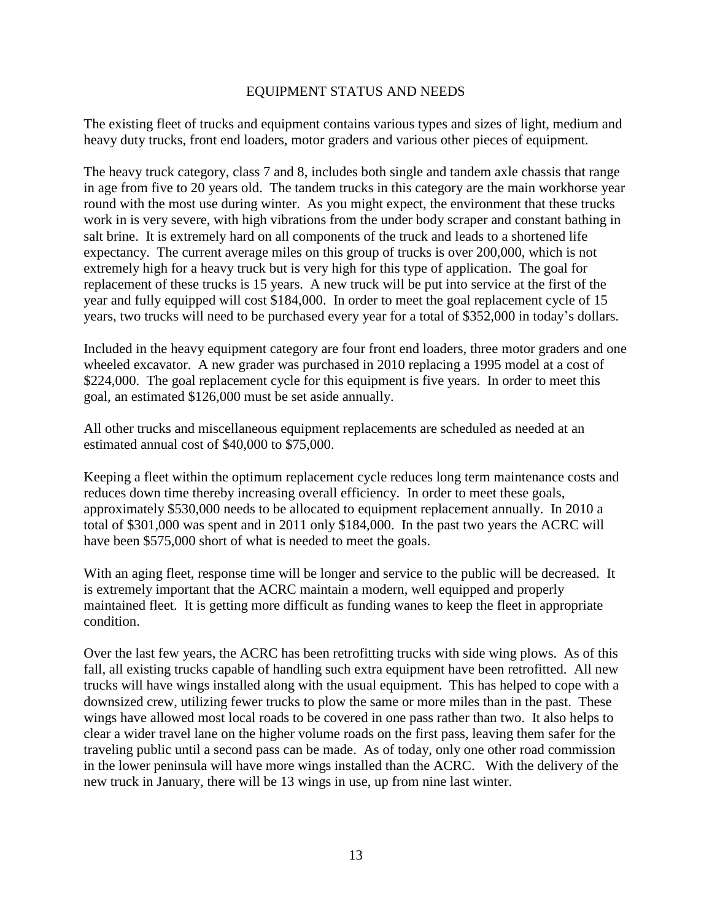# EQUIPMENT STATUS AND NEEDS

The existing fleet of trucks and equipment contains various types and sizes of light, medium and heavy duty trucks, front end loaders, motor graders and various other pieces of equipment.

The heavy truck category, class 7 and 8, includes both single and tandem axle chassis that range in age from five to 20 years old. The tandem trucks in this category are the main workhorse year round with the most use during winter. As you might expect, the environment that these trucks work in is very severe, with high vibrations from the under body scraper and constant bathing in salt brine. It is extremely hard on all components of the truck and leads to a shortened life expectancy. The current average miles on this group of trucks is over 200,000, which is not extremely high for a heavy truck but is very high for this type of application. The goal for replacement of these trucks is 15 years. A new truck will be put into service at the first of the year and fully equipped will cost $184,000. In order to meet the goal replacement cycle of 15 years, two trucks will need to be purchased every year for a total of $352,000 in today's dollars.

Included in the heavy equipment category are four front end loaders, three motor graders and one wheeled excavator. A new grader was purchased in 2010 replacing a 1995 model at a cost of $224,000. The goal replacement cycle for this equipment is five years. In order to meet this goal, an estimated $126,000 must be set aside annually.

All other trucks and miscellaneous equipment replacements are scheduled as needed at an estimated annual cost of $40,000 to $75,000.

Keeping a fleet within the optimum replacement cycle reduces long term maintenance costs and reduces down time thereby increasing overall efficiency. In order to meet these goals, approximately $530,000 needs to be allocated to equipment replacement annually. In 2010 a total of $301,000 was spent and in 2011 only $184,000. In the past two years the ACRC will have been $575,000 short of what is needed to meet the goals.

With an aging fleet, response time will be longer and service to the public will be decreased. It is extremely important that the ACRC maintain a modern, well equipped and properly maintained fleet. It is getting more difficult as funding wanes to keep the fleet in appropriate condition.

Over the last few years, the ACRC has been retrofitting trucks with side wing plows. As of this fall, all existing trucks capable of handling such extra equipment have been retrofitted. All new trucks will have wings installed along with the usual equipment. This has helped to cope with a downsized crew, utilizing fewer trucks to plow the same or more miles than in the past. These wings have allowed most local roads to be covered in one pass rather than two. It also helps to clear a wider travel lane on the higher volume roads on the first pass, leaving them safer for the traveling public until a second pass can be made. As of today, only one other road commission in the lower peninsula will have more wings installed than the ACRC. With the delivery of the new truck in January, there will be 13 wings in use, up from nine last winter.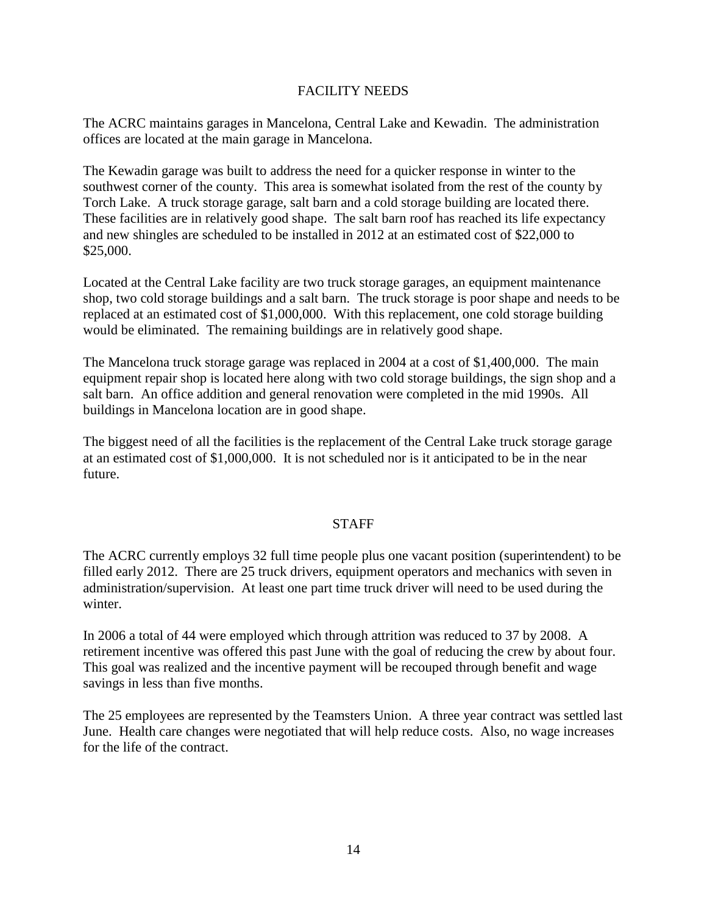## FACILITY NEEDS

The ACRC maintains garages in Mancelona, Central Lake and Kewadin. The administration offices are located at the main garage in Mancelona.

The Kewadin garage was built to address the need for a quicker response in winter to the southwest corner of the county. This area is somewhat isolated from the rest of the county by Torch Lake. A truck storage garage, salt barn and a cold storage building are located there. These facilities are in relatively good shape. The salt barn roof has reached its life expectancy and new shingles are scheduled to be installed in 2012 at an estimated cost of $22,000 to $25,000.

Located at the Central Lake facility are two truck storage garages, an equipment maintenance shop, two cold storage buildings and a salt barn. The truck storage is poor shape and needs to be replaced at an estimated cost of $1,000,000. With this replacement, one cold storage building would be eliminated. The remaining buildings are in relatively good shape.

The Mancelona truck storage garage was replaced in 2004 at a cost of $1,400,000. The main equipment repair shop is located here along with two cold storage buildings, the sign shop and a salt barn. An office addition and general renovation were completed in the mid 1990s. All buildings in Mancelona location are in good shape.

The biggest need of all the facilities is the replacement of the Central Lake truck storage garage at an estimated cost of $1,000,000. It is not scheduled nor is it anticipated to be in the near future.

## STAFF

The ACRC currently employs 32 full time people plus one vacant position (superintendent) to be filled early 2012. There are 25 truck drivers, equipment operators and mechanics with seven in administration/supervision. At least one part time truck driver will need to be used during the winter.

In 2006 a total of 44 were employed which through attrition was reduced to 37 by 2008. A retirement incentive was offered this past June with the goal of reducing the crew by about four. This goal was realized and the incentive payment will be recouped through benefit and wage savings in less than five months.

The 25 employees are represented by the Teamsters Union. A three year contract was settled last June. Health care changes were negotiated that will help reduce costs. Also, no wage increases for the life of the contract.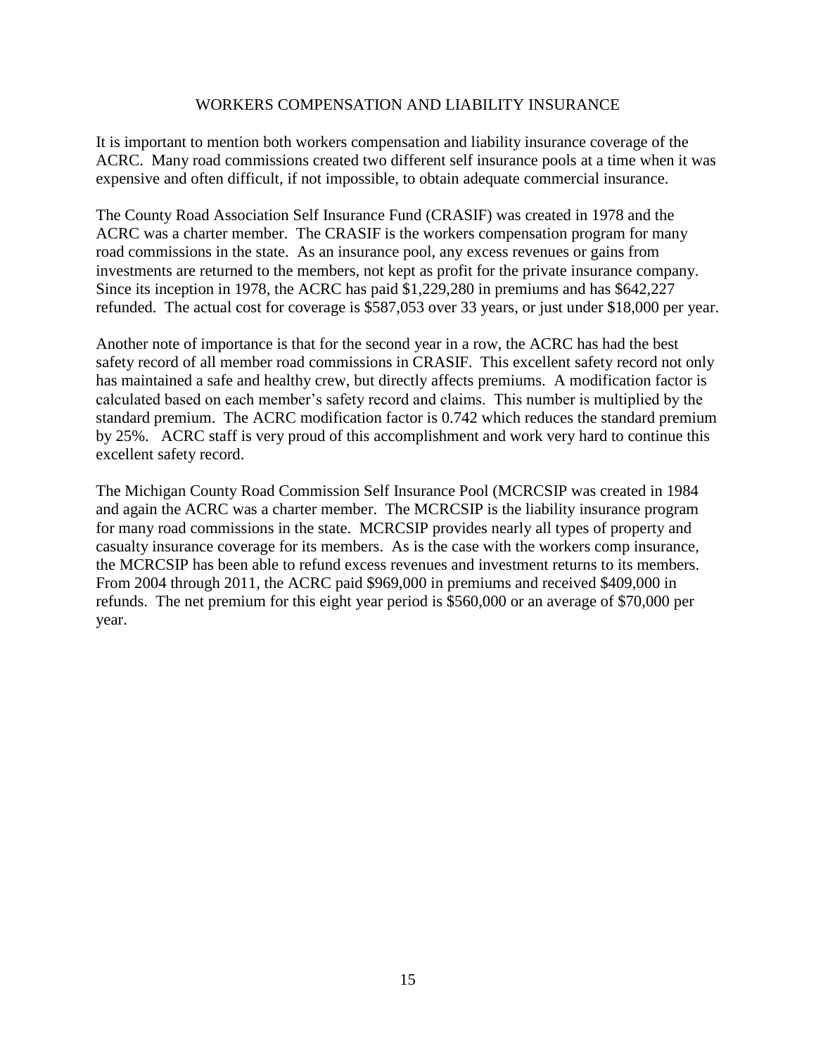## WORKERS COMPENSATION AND LIABILITY INSURANCE

It is important to mention both workers compensation and liability insurance coverage of the ACRC. Many road commissions created two different self insurance pools at a time when it was expensive and often difficult, if not impossible, to obtain adequate commercial insurance.

The County Road Association Self Insurance Fund (CRASIF) was created in 1978 and the ACRC was a charter member. The CRASIF is the workers compensation program for many road commissions in the state. As an insurance pool, any excess revenues or gains from investments are returned to the members, not kept as profit for the private insurance company. Since its inception in 1978, the ACRC has paid $1,229,280 in premiums and has $642,227 refunded. The actual cost for coverage is $587,053 over 33 years, or just under $18,000 per year.

Another note of importance is that for the second year in a row, the ACRC has had the best safety record of all member road commissions in CRASIF. This excellent safety record not only has maintained a safe and healthy crew, but directly affects premiums. A modification factor is calculated based on each member's safety record and claims. This number is multiplied by the standard premium. The ACRC modification factor is 0.742 which reduces the standard premium by 25%. ACRC staff is very proud of this accomplishment and work very hard to continue this excellent safety record.

The Michigan County Road Commission Self Insurance Pool (MCRCSIP was created in 1984 and again the ACRC was a charter member. The MCRCSIP is the liability insurance program for many road commissions in the state. MCRCSIP provides nearly all types of property and casualty insurance coverage for its members. As is the case with the workers comp insurance, the MCRCSIP has been able to refund excess revenues and investment returns to its members. From 2004 through 2011, the ACRC paid $969,000 in premiums and received $409,000 in refunds. The net premium for this eight year period is $560,000 or an average of $70,000 per year.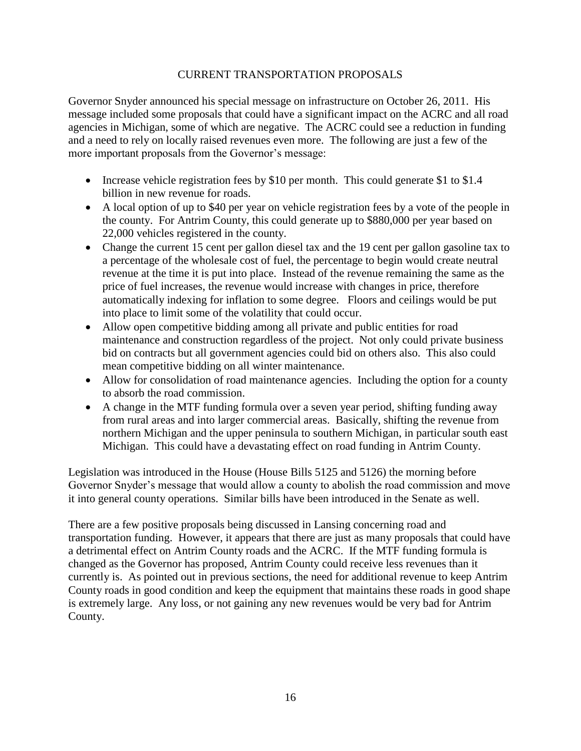## CURRENT TRANSPORTATION PROPOSALS

Governor Snyder announced his special message on infrastructure on October 26, 2011. His message included some proposals that could have a significant impact on the ACRC and all road agencies in Michigan, some of which are negative. The ACRC could see a reduction in funding and a need to rely on locally raised revenues even more. The following are just a few of the more important proposals from the Governor's message:

- Increase vehicle registration fees by $10 per month. This could generate $1 to $1.4 billion in new revenue for roads.
- A local option of up to $40 per year on vehicle registration fees by a vote of the people in the county. For Antrim County, this could generate up to $880,000 per year based on 22,000 vehicles registered in the county.
- Change the current 15 cent per gallon diesel tax and the 19 cent per gallon gasoline tax to a percentage of the wholesale cost of fuel, the percentage to begin would create neutral revenue at the time it is put into place. Instead of the revenue remaining the same as the price of fuel increases, the revenue would increase with changes in price, therefore automatically indexing for inflation to some degree. Floors and ceilings would be put into place to limit some of the volatility that could occur.
- Allow open competitive bidding among all private and public entities for road maintenance and construction regardless of the project. Not only could private business bid on contracts but all government agencies could bid on others also. This also could mean competitive bidding on all winter maintenance.
- Allow for consolidation of road maintenance agencies. Including the option for a county to absorb the road commission.
- A change in the MTF funding formula over a seven year period, shifting funding away from rural areas and into larger commercial areas. Basically, shifting the revenue from northern Michigan and the upper peninsula to southern Michigan, in particular south east Michigan. This could have a devastating effect on road funding in Antrim County.

Legislation was introduced in the House (House Bills 5125 and 5126) the morning before Governor Snyder's message that would allow a county to abolish the road commission and move it into general county operations. Similar bills have been introduced in the Senate as well.

There are a few positive proposals being discussed in Lansing concerning road and transportation funding. However, it appears that there are just as many proposals that could have a detrimental effect on Antrim County roads and the ACRC. If the MTF funding formula is changed as the Governor has proposed, Antrim County could receive less revenues than it currently is. As pointed out in previous sections, the need for additional revenue to keep Antrim County roads in good condition and keep the equipment that maintains these roads in good shape is extremely large. Any loss, or not gaining any new revenues would be very bad for Antrim County.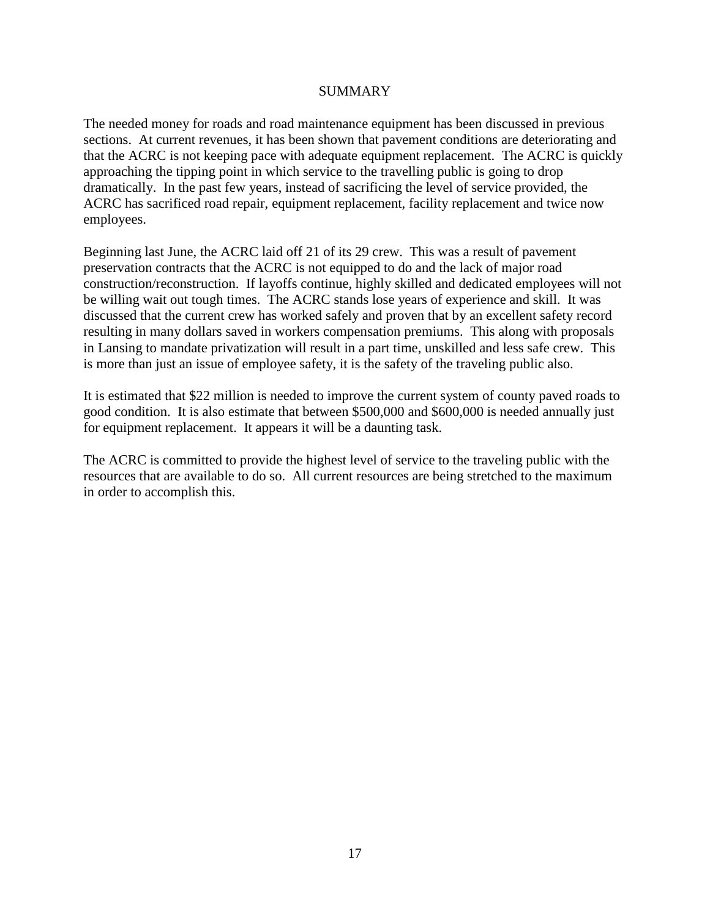# SUMMARY

The needed money for roads and road maintenance equipment has been discussed in previous sections. At current revenues, it has been shown that pavement conditions are deteriorating and that the ACRC is not keeping pace with adequate equipment replacement. The ACRC is quickly approaching the tipping point in which service to the travelling public is going to drop dramatically. In the past few years, instead of sacrificing the level of service provided, the ACRC has sacrificed road repair, equipment replacement, facility replacement and twice now employees.

Beginning last June, the ACRC laid off 21 of its 29 crew. This was a result of pavement preservation contracts that the ACRC is not equipped to do and the lack of major road construction/reconstruction. If layoffs continue, highly skilled and dedicated employees will not be willing wait out tough times. The ACRC stands lose years of experience and skill. It was discussed that the current crew has worked safely and proven that by an excellent safety record resulting in many dollars saved in workers compensation premiums. This along with proposals in Lansing to mandate privatization will result in a part time, unskilled and less safe crew. This is more than just an issue of employee safety, it is the safety of the traveling public also.

It is estimated that $22 million is needed to improve the current system of county paved roads to good condition. It is also estimate that between $500,000 and $600,000 is needed annually just for equipment replacement. It appears it will be a daunting task.

The ACRC is committed to provide the highest level of service to the traveling public with the resources that are available to do so. All current resources are being stretched to the maximum in order to accomplish this.